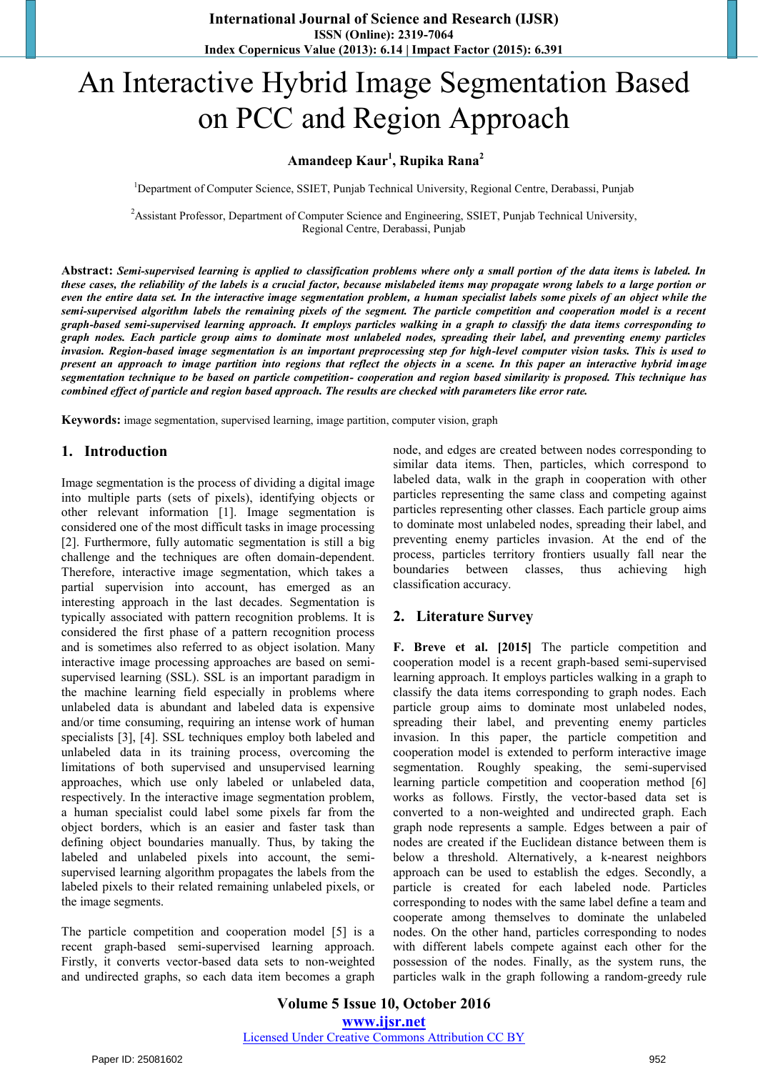# An Interactive Hybrid Image Segmentation Based on PCC and Region Approach

**Amandeep Kaur[1], Rupika Rana[2]**

[1]Department of Computer Science, SSIET, Punjab Technical University, Regional Centre, Derabassi, Punjab

[2]Assistant Professor, Department of Computer Science and Engineering, SSIET, Punjab Technical University, Regional Centre, Derabassi, Punjab

**Abstract:** ***Semi-supervised learning is applied to classification problems where only a small portion of the data items is labeled. In these cases, the reliability of the labels is a crucial factor, because mislabeled items may propagate wrong labels to a large portion or even the entire data set. In the interactive image segmentation problem, a human specialist labels some pixels of an object while the semi-supervised algorithm labels the remaining pixels of the segment. The particle competition and cooperation model is a recent graph-based semi-supervised learning approach. It employs particles walking in a graph to classify the data items corresponding to graph nodes. Each particle group aims to dominate most unlabeled nodes, spreading their label, and preventing enemy particles invasion. Region-based image segmentation is an important preprocessing step for high-level computer vision tasks. This is used to present an approach to image partition into regions that reflect the objects in a scene. In this paper an interactive hybrid image segmentation technique to be based on particle competition- cooperation and region based similarity is proposed. This technique has combined effect of particle and region based approach. The results are checked with parameters like error rate.***

**Keywords:** image segmentation, supervised learning, image partition, computer vision, graph

## 1. Introduction

Image segmentation is the process of dividing a digital image into multiple parts (sets of pixels), identifying objects or other relevant information [1]. Image segmentation is considered one of the most difficult tasks in image processing [2]. Furthermore, fully automatic segmentation is still a big challenge and the techniques are often domain-dependent. Therefore, interactive image segmentation, which takes a partial supervision into account, has emerged as an interesting approach in the last decades. Segmentation is typically associated with pattern recognition problems. It is considered the first phase of a pattern recognition process and is sometimes also referred to as object isolation. Many interactive image processing approaches are based on semi-supervised learning (SSL). SSL is an important paradigm in the machine learning field especially in problems where unlabeled data is abundant and labeled data is expensive and/or time consuming, requiring an intense work of human specialists [3], [4]. SSL techniques employ both labeled and unlabeled data in its training process, overcoming the limitations of both supervised and unsupervised learning approaches, which use only labeled or unlabeled data, respectively. In the interactive image segmentation problem, a human specialist could label some pixels far from the object borders, which is an easier and faster task than defining object boundaries manually. Thus, by taking the labeled and unlabeled pixels into account, the semi-supervised learning algorithm propagates the labels from the labeled pixels to their related remaining unlabeled pixels, or the image segments.

The particle competition and cooperation model [5] is a recent graph-based semi-supervised learning approach. Firstly, it converts vector-based data sets to non-weighted and undirected graphs, so each data item becomes a graph node, and edges are created between nodes corresponding to similar data items. Then, particles, which correspond to labeled data, walk in the graph in cooperation with other particles representing the same class and competing against particles representing other classes. Each particle group aims to dominate most unlabeled nodes, spreading their label, and preventing enemy particles invasion. At the end of the process, particles territory frontiers usually fall near the boundaries between classes, thus achieving high classification accuracy.

## 2. Literature Survey

**F. Breve et al. [2015]** The particle competition and cooperation model is a recent graph-based semi-supervised learning approach. It employs particles walking in a graph to classify the data items corresponding to graph nodes. Each particle group aims to dominate most unlabeled nodes, spreading their label, and preventing enemy particles invasion. In this paper, the particle competition and cooperation model is extended to perform interactive image segmentation. Roughly speaking, the semi-supervised learning particle competition and cooperation method [6] works as follows. Firstly, the vector-based data set is converted to a non-weighted and undirected graph. Each graph node represents a sample. Edges between a pair of nodes are created if the Euclidean distance between them is below a threshold. Alternatively, a k-nearest neighbors approach can be used to establish the edges. Secondly, a particle is created for each labeled node. Particles corresponding to nodes with the same label define a team and cooperate among themselves to dominate the unlabeled nodes. On the other hand, particles corresponding to nodes with different labels compete against each other for the possession of the nodes. Finally, as the system runs, the particles walk in the graph following a random-greedy rule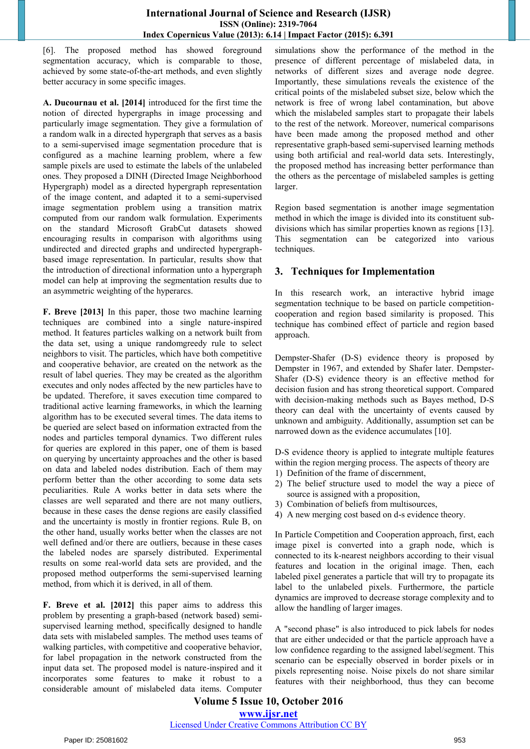[6]. The proposed method has showed foreground segmentation accuracy, which is comparable to those, achieved by some state-of-the-art methods, and even slightly better accuracy in some specific images.

**A. Ducournau et al. [2014]** introduced for the first time the notion of directed hypergraphs in image processing and particularly image segmentation. They give a formulation of a random walk in a directed hypergraph that serves as a basis to a semi-supervised image segmentation procedure that is configured as a machine learning problem, where a few sample pixels are used to estimate the labels of the unlabeled ones. They proposed a DINH (Directed Image Neighborhood Hypergraph) model as a directed hypergraph representation of the image content, and adapted it to a semi-supervised image segmentation problem using a transition matrix computed from our random walk formulation. Experiments on the standard Microsoft GrabCut datasets showed encouraging results in comparison with algorithms using undirected and directed graphs and undirected hypergraph-based image representation. In particular, results show that the introduction of directional information unto a hypergraph model can help at improving the segmentation results due to an asymmetric weighting of the hyperarcs.

**F. Breve [2013]** In this paper, those two machine learning techniques are combined into a single nature-inspired method. It features particles walking on a network built from the data set, using a unique randomgreedy rule to select neighbors to visit. The particles, which have both competitive and cooperative behavior, are created on the network as the result of label queries. They may be created as the algorithm executes and only nodes affected by the new particles have to be updated. Therefore, it saves execution time compared to traditional active learning frameworks, in which the learning algorithm has to be executed several times. The data items to be queried are select based on information extracted from the nodes and particles temporal dynamics. Two different rules for queries are explored in this paper, one of them is based on querying by uncertainty approaches and the other is based on data and labeled nodes distribution. Each of them may perform better than the other according to some data sets peculiarities. Rule A works better in data sets where the classes are well separated and there are not many outliers, because in these cases the dense regions are easily classified and the uncertainty is mostly in frontier regions. Rule B, on the other hand, usually works better when the classes are not well defined and/or there are outliers, because in these cases the labeled nodes are sparsely distributed. Experimental results on some real-world data sets are provided, and the proposed method outperforms the semi-supervised learning method, from which it is derived, in all of them.

**F. Breve et al. [2012]** this paper aims to address this problem by presenting a graph-based (network based) semi-supervised learning method, specifically designed to handle data sets with mislabeled samples. The method uses teams of walking particles, with competitive and cooperative behavior, for label propagation in the network constructed from the input data set. The proposed model is nature-inspired and it incorporates some features to make it robust to a considerable amount of mislabeled data items. Computer simulations show the performance of the method in the presence of different percentage of mislabeled data, in networks of different sizes and average node degree. Importantly, these simulations reveals the existence of the critical points of the mislabeled subset size, below which the network is free of wrong label contamination, but above which the mislabeled samples start to propagate their labels to the rest of the network. Moreover, numerical comparisons have been made among the proposed method and other representative graph-based semi-supervised learning methods using both artificial and real-world data sets. Interestingly, the proposed method has increasing better performance than the others as the percentage of mislabeled samples is getting larger.

Region based segmentation is another image segmentation method in which the image is divided into its constituent sub-divisions which has similar properties known as regions [13]. This segmentation can be categorized into various techniques.

## 3. Techniques for Implementation

In this research work, an interactive hybrid image segmentation technique to be based on particle competition-cooperation and region based similarity is proposed. This technique has combined effect of particle and region based approach.

Dempster-Shafer (D-S) evidence theory is proposed by Dempster in 1967, and extended by Shafer later. Dempster-Shafer (D-S) evidence theory is an effective method for decision fusion and has strong theoretical support. Compared with decision-making methods such as Bayes method, D-S theory can deal with the uncertainty of events caused by unknown and ambiguity. Additionally, assumption set can be narrowed down as the evidence accumulates [10].

D-S evidence theory is applied to integrate multiple features within the region merging process. The aspects of theory are

1) Definition of the frame of discernment,
2) The belief structure used to model the way a piece of source is assigned with a proposition,
3) Combination of beliefs from multisources,
4) A new merging cost based on d-s evidence theory.

In Particle Competition and Cooperation approach, first, each image pixel is converted into a graph node, which is connected to its k-nearest neighbors according to their visual features and location in the original image. Then, each labeled pixel generates a particle that will try to propagate its label to the unlabeled pixels. Furthermore, the particle dynamics are improved to decrease storage complexity and to allow the handling of larger images.

A "second phase" is also introduced to pick labels for nodes that are either undecided or that the particle approach have a low confidence regarding to the assigned label/segment. This scenario can be especially observed in border pixels or in pixels representing noise. Noise pixels do not share similar features with their neighborhood, thus they can become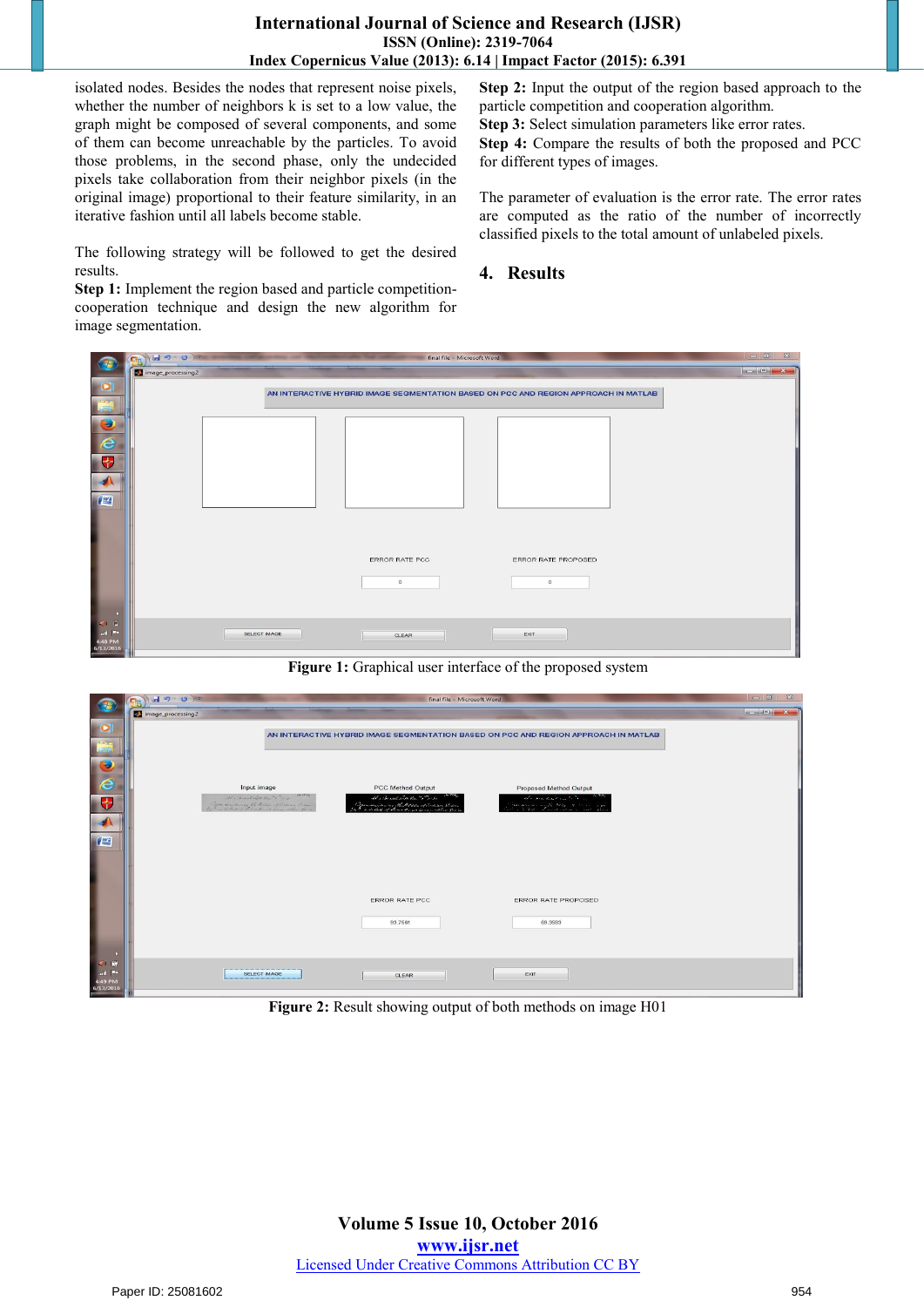isolated nodes. Besides the nodes that represent noise pixels, whether the number of neighbors k is set to a low value, the graph might be composed of several components, and some of them can become unreachable by the particles. To avoid those problems, in the second phase, only the undecided pixels take collaboration from their neighbor pixels (in the original image) proportional to their feature similarity, in an iterative fashion until all labels become stable.

The following strategy will be followed to get the desired results.

**Step 1:** Implement the region based and particle competition-cooperation technique and design the new algorithm for image segmentation.

**Step 2:** Input the output of the region based approach to the particle competition and cooperation algorithm.

**Step 3:** Select simulation parameters like error rates.

**Step 4:** Compare the results of both the proposed and PCC for different types of images.

The parameter of evaluation is the error rate. The error rates are computed as the ratio of the number of incorrectly classified pixels to the total amount of unlabeled pixels.

## 4. Results

**Figure 1:** Graphical user interface of the proposed system

**Figure 2:** Result showing output of both methods on image H01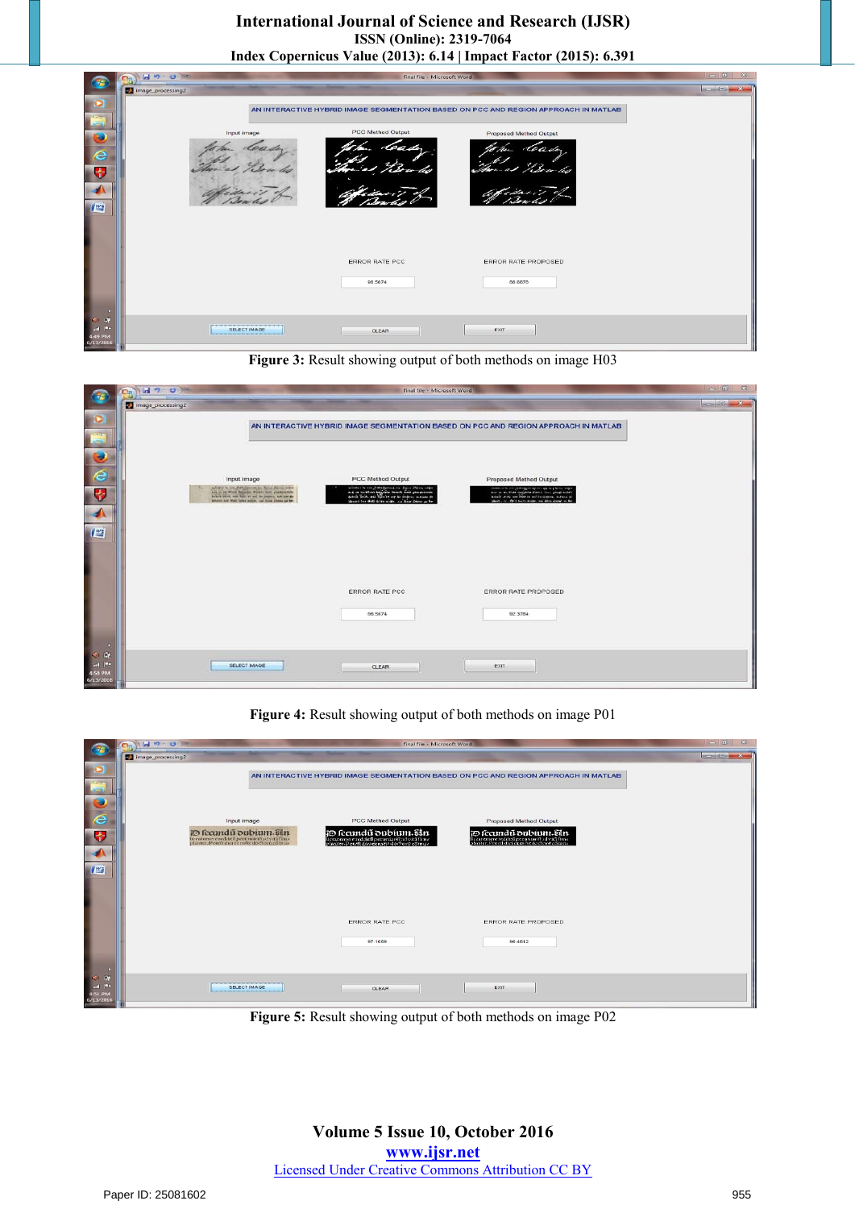Figure 3: Result showing output of both methods on image H03

Figure 4: Result showing output of both methods on image P01

Figure 5: Result showing output of both methods on image P02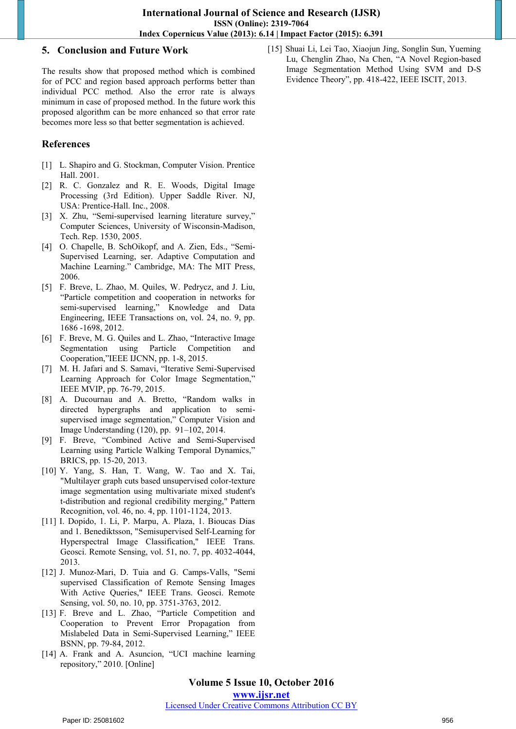## 5. Conclusion and Future Work

The results show that proposed method which is combined for of PCC and region based approach performs better than individual PCC method. Also the error rate is always minimum in case of proposed method. In the future work this proposed algorithm can be more enhanced so that error rate becomes more less so that better segmentation is achieved.

## References

[1] L. Shapiro and G. Stockman, Computer Vision. Prentice Hall. 2001.

[2] R. C. Gonzalez and R. E. Woods, Digital Image Processing (3rd Edition). Upper Saddle River. NJ, USA: Prentice-Hall. Inc., 2008.

[3] X. Zhu, "Semi-supervised learning literature survey," Computer Sciences, University of Wisconsin-Madison, Tech. Rep. 1530, 2005.

[4] O. Chapelle, B. SchOikopf, and A. Zien, Eds., "Semi-Supervised Learning, ser. Adaptive Computation and Machine Learning." Cambridge, MA: The MIT Press, 2006.

[5] F. Breve, L. Zhao, M. Quiles, W. Pedrycz, and J. Liu, "Particle competition and cooperation in networks for semi-supervised learning," Knowledge and Data Engineering, IEEE Transactions on, vol. 24, no. 9, pp. 1686 -1698, 2012.

[6] F. Breve, M. G. Quiles and L. Zhao, "Interactive Image Segmentation using Particle Competition and Cooperation,"IEEE IJCNN, pp. 1-8, 2015.

[7] M. H. Jafari and S. Samavi, "Iterative Semi-Supervised Learning Approach for Color Image Segmentation," IEEE MVIP, pp. 76-79, 2015.

[8] A. Ducournau and A. Bretto, "Random walks in directed hypergraphs and application to semi-supervised image segmentation," Computer Vision and Image Understanding (120), pp. 91–102, 2014.

[9] F. Breve, "Combined Active and Semi-Supervised Learning using Particle Walking Temporal Dynamics," BRICS, pp. 15-20, 2013.

[10] Y. Yang, S. Han, T. Wang, W. Tao and X. Tai, "Multilayer graph cuts based unsupervised color-texture image segmentation using multivariate mixed student's t-distribution and regional credibility merging," Pattern Recognition, vol. 46, no. 4, pp. 1101-1124, 2013.

[11] I. Dopido, 1. Li, P. Marpu, A. Plaza, 1. Bioucas Dias and 1. Benediktsson, "Semisupervised Self-Learning for Hyperspectral Image Classification," IEEE Trans. Geosci. Remote Sensing, vol. 51, no. 7, pp. 4032-4044, 2013.

[12] J. Munoz-Mari, D. Tuia and G. Camps-Valls, "Semi supervised Classification of Remote Sensing Images With Active Queries," IEEE Trans. Geosci. Remote Sensing, vol. 50, no. 10, pp. 3751-3763, 2012.

[13] F. Breve and L. Zhao, "Particle Competition and Cooperation to Prevent Error Propagation from Mislabeled Data in Semi-Supervised Learning," IEEE BSNN, pp. 79-84, 2012.

[14] A. Frank and A. Asuncion, "UCI machine learning repository," 2010. [Online]

[15] Shuai Li, Lei Tao, Xiaojun Jing, Songlin Sun, Yueming Lu, Chenglin Zhao, Na Chen, "A Novel Region-based Image Segmentation Method Using SVM and D-S Evidence Theory", pp. 418-422, IEEE ISCIT, 2013.